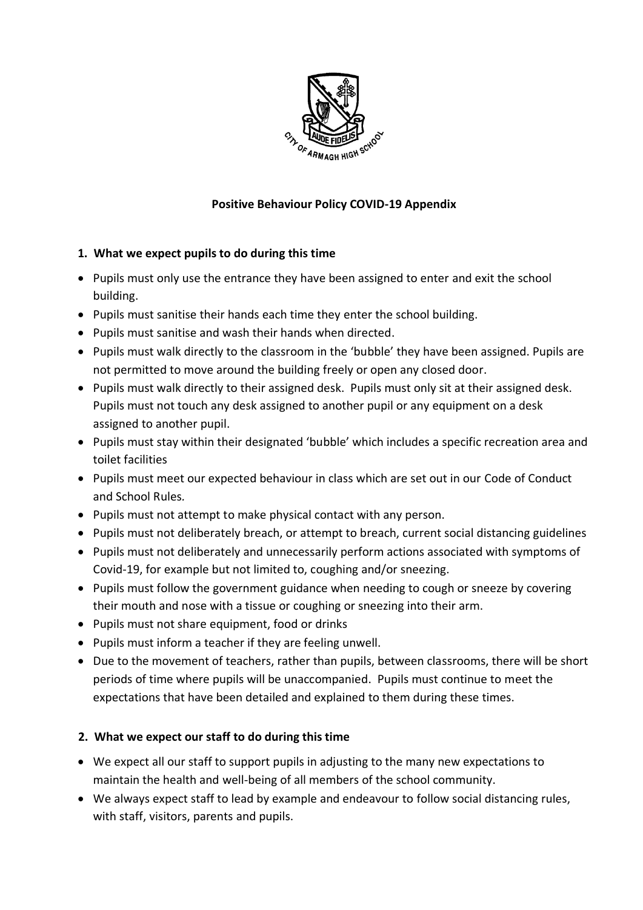# Positive Behaviour Policy COVID-19 Appendix

## 1. What we expect pupils to do during this time

- Pupils must only use the entrance they have been assigned to enter and exit the school building.
- Pupils must sanitise their hands each time they enter the school building.
- Pupils must sanitise and wash their hands when directed.
- Pupils must walk directly to the classroom in the 'bubble' they have been assigned. Pupils are not permitted to move around the building freely or open any closed door.
- Pupils must walk directly to their assigned desk. Pupils must only sit at their assigned desk. Pupils must not touch any desk assigned to another pupil or any equipment on a desk assigned to another pupil.
- Pupils must stay within their designated 'bubble' which includes a specific recreation area and toilet facilities
- Pupils must meet our expected behaviour in class which are set out in our Code of Conduct and School Rules.
- Pupils must not attempt to make physical contact with any person.
- Pupils must not deliberately breach, or attempt to breach, current social distancing guidelines
- Pupils must not deliberately and unnecessarily perform actions associated with symptoms of Covid-19, for example but not limited to, coughing and/or sneezing.
- Pupils must follow the government guidance when needing to cough or sneeze by covering their mouth and nose with a tissue or coughing or sneezing into their arm.
- Pupils must not share equipment, food or drinks
- Pupils must inform a teacher if they are feeling unwell.
- Due to the movement of teachers, rather than pupils, between classrooms, there will be short periods of time where pupils will be unaccompanied. Pupils must continue to meet the expectations that have been detailed and explained to them during these times.

## 2. What we expect our staff to do during this time

- We expect all our staff to support pupils in adjusting to the many new expectations to maintain the health and well-being of all members of the school community.
- We always expect staff to lead by example and endeavour to follow social distancing rules, with staff, visitors, parents and pupils.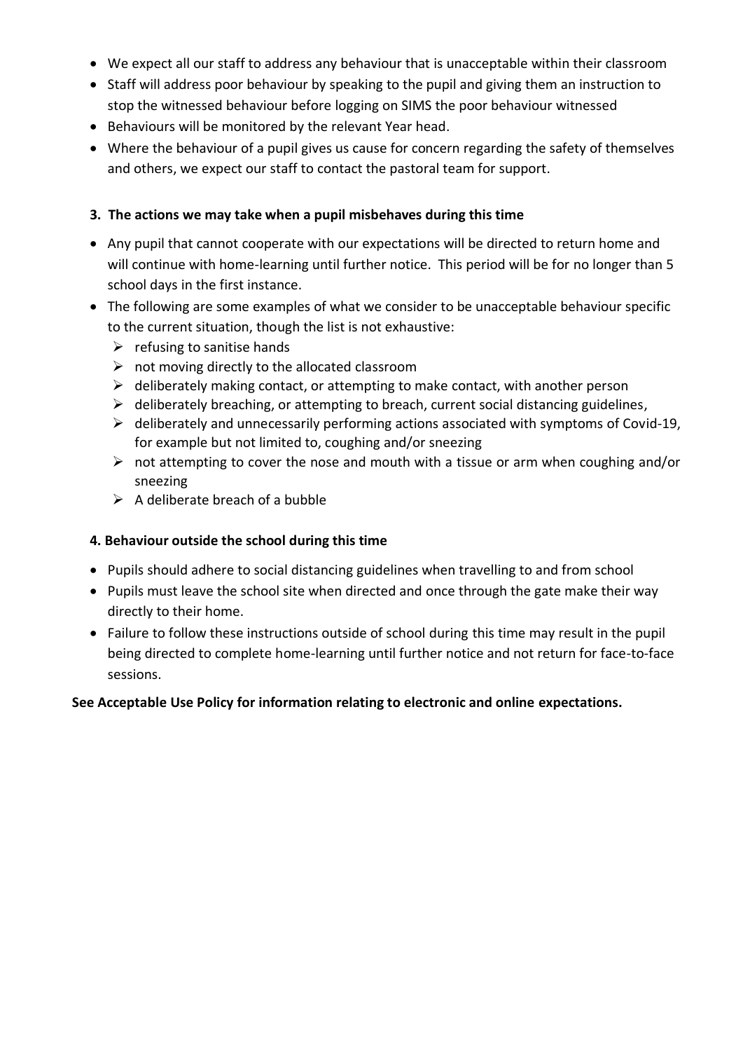- We expect all our staff to address any behaviour that is unacceptable within their classroom
- Staff will address poor behaviour by speaking to the pupil and giving them an instruction to stop the witnessed behaviour before logging on SIMS the poor behaviour witnessed
- Behaviours will be monitored by the relevant Year head.
- Where the behaviour of a pupil gives us cause for concern regarding the safety of themselves and others, we expect our staff to contact the pastoral team for support.

### 3. The actions we may take when a pupil misbehaves during this time

- Any pupil that cannot cooperate with our expectations will be directed to return home and will continue with home-learning until further notice. This period will be for no longer than 5 school days in the first instance.
- The following are some examples of what we consider to be unacceptable behaviour specific to the current situation, though the list is not exhaustive:
  - refusing to sanitise hands
  - not moving directly to the allocated classroom
  - deliberately making contact, or attempting to make contact, with another person
  - deliberately breaching, or attempting to breach, current social distancing guidelines,
  - deliberately and unnecessarily performing actions associated with symptoms of Covid-19, for example but not limited to, coughing and/or sneezing
  - not attempting to cover the nose and mouth with a tissue or arm when coughing and/or sneezing
  - A deliberate breach of a bubble

### 4. Behaviour outside the school during this time

- Pupils should adhere to social distancing guidelines when travelling to and from school
- Pupils must leave the school site when directed and once through the gate make their way directly to their home.
- Failure to follow these instructions outside of school during this time may result in the pupil being directed to complete home-learning until further notice and not return for face-to-face sessions.

**See Acceptable Use Policy for information relating to electronic and online expectations.**